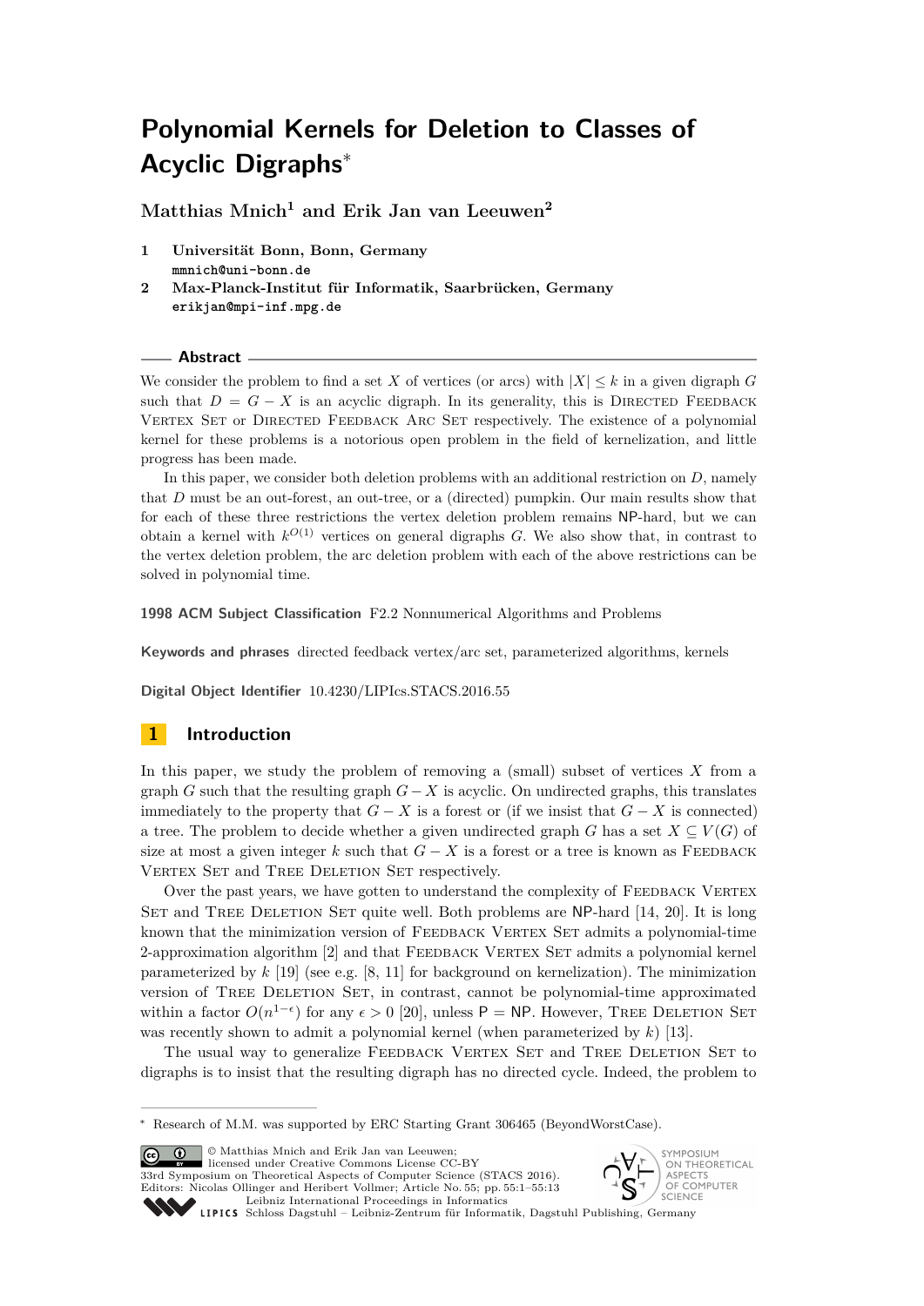# Polynomial Kernels for Deletion to Classes of Acyclic Digraphs*

**Matthias Mnich[1] and Erik Jan van Leeuwen[2]**

1 **Universität Bonn, Bonn, Germany**
mmnich@uni-bonn.de

2 **Max-Planck-Institut für Informatik, Saarbrücken, Germany**
erikjan@mpi-inf.mpg.de

## Abstract

We consider the problem to find a set $X$ of vertices (or arcs) with $|X| \leq k$ in a given digraph $G$ such that $D = G - X$ is an acyclic digraph. In its generality, this is Directed Feedback Vertex Set or Directed Feedback Arc Set respectively. The existence of a polynomial kernel for these problems is a notorious open problem in the field of kernelization, and little progress has been made.

In this paper, we consider both deletion problems with an additional restriction on $D$, namely that $D$ must be an out-forest, an out-tree, or a (directed) pumpkin. Our main results show that for each of these three restrictions the vertex deletion problem remains NP-hard, but we can obtain a kernel with $k^{O(1)}$ vertices on general digraphs $G$. We also show that, in contrast to the vertex deletion problem, the arc deletion problem with each of the above restrictions can be solved in polynomial time.

**1998 ACM Subject Classification** F2.2 Nonnumerical Algorithms and Problems

**Keywords and phrases** directed feedback vertex/arc set, parameterized algorithms, kernels

**Digital Object Identifier** 10.4230/LIPIcs.STACS.2016.55

## 1 Introduction

In this paper, we study the problem of removing a (small) subset of vertices $X$ from a graph $G$ such that the resulting graph $G - X$ is acyclic. On undirected graphs, this translates immediately to the property that $G - X$ is a forest or (if we insist that $G - X$ is connected) a tree. The problem to decide whether a given undirected graph $G$ has a set $X \subseteq V(G)$ of size at most a given integer $k$ such that $G - X$ is a forest or a tree is known as Feedback Vertex Set and Tree Deletion Set respectively.

Over the past years, we have gotten to understand the complexity of Feedback Vertex Set and Tree Deletion Set quite well. Both problems are NP-hard [14, 20]. It is long known that the minimization version of Feedback Vertex Set admits a polynomial-time 2-approximation algorithm [2] and that Feedback Vertex Set admits a polynomial kernel parameterized by $k$ [19] (see e.g. [8, 11] for background on kernelization). The minimization version of Tree Deletion Set, in contrast, cannot be polynomial-time approximated within a factor $O(n^{1-\epsilon})$ for any $\epsilon > 0$ [20], unless P = NP. However, Tree Deletion Set was recently shown to admit a polynomial kernel (when parameterized by $k$) [13].

The usual way to generalize Feedback Vertex Set and Tree Deletion Set to digraphs is to insist that the resulting digraph has no directed cycle. Indeed, the problem to

* Research of M.M. was supported by ERC Starting Grant 306465 (BeyondWorstCase).

© Matthias Mnich and Erik Jan van Leeuwen;
licensed under Creative Commons License CC-BY
33rd Symposium on Theoretical Aspects of Computer Science (STACS 2016).
Editors: Nicolas Ollinger and Heribert Vollmer; Article No. 55; pp. 55:1–55:13
Leibniz International Proceedings in Informatics
Schloss Dagstuhl – Leibniz-Zentrum für Informatik, Dagstuhl Publishing, Germany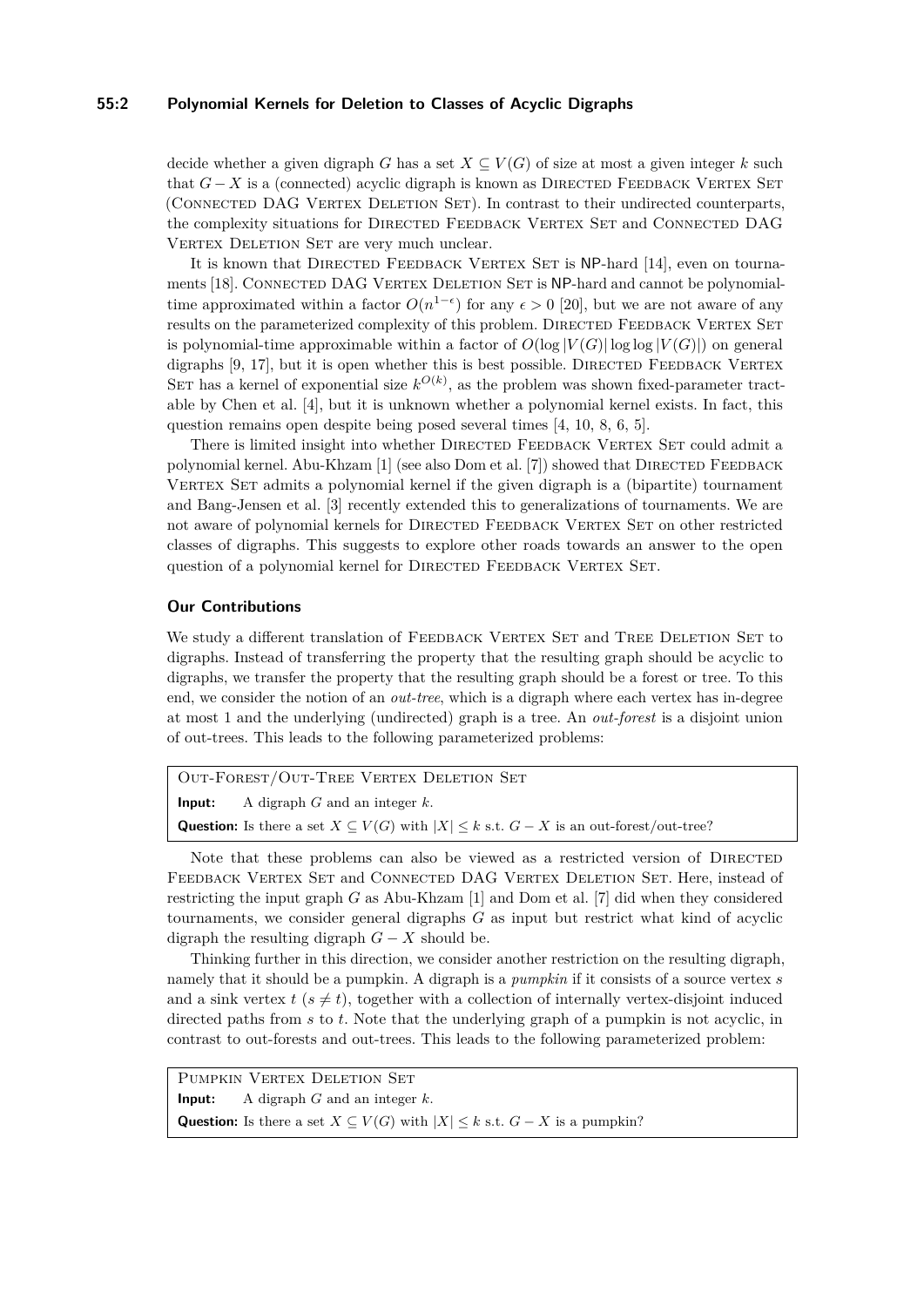decide whether a given digraph $G$ has a set $X \subseteq V(G)$ of size at most a given integer $k$ such that $G - X$ is a (connected) acyclic digraph is known as DIRECTED FEEDBACK VERTEX SET (CONNECTED DAG VERTEX DELETION SET). In contrast to their undirected counterparts, the complexity situations for DIRECTED FEEDBACK VERTEX SET and CONNECTED DAG VERTEX DELETION SET are very much unclear.

It is known that DIRECTED FEEDBACK VERTEX SET is NP-hard [14], even on tournaments [18]. CONNECTED DAG VERTEX DELETION SET is NP-hard and cannot be polynomial-time approximated within a factor $O(n^{1-\epsilon})$ for any $\epsilon > 0$ [20], but we are not aware of any results on the parameterized complexity of this problem. DIRECTED FEEDBACK VERTEX SET is polynomial-time approximable within a factor of $O(\log |V(G)| \log \log |V(G)|)$ on general digraphs [9, 17], but it is open whether this is best possible. DIRECTED FEEDBACK VERTEX SET has a kernel of exponential size $k^{O(k)}$, as the problem was shown fixed-parameter tractable by Chen et al. [4], but it is unknown whether a polynomial kernel exists. In fact, this question remains open despite being posed several times [4, 10, 8, 6, 5].

There is limited insight into whether DIRECTED FEEDBACK VERTEX SET could admit a polynomial kernel. Abu-Khzam [1] (see also Dom et al. [7]) showed that DIRECTED FEEDBACK VERTEX SET admits a polynomial kernel if the given digraph is a (bipartite) tournament and Bang-Jensen et al. [3] recently extended this to generalizations of tournaments. We are not aware of polynomial kernels for DIRECTED FEEDBACK VERTEX SET on other restricted classes of digraphs. This suggests to explore other roads towards an answer to the open question of a polynomial kernel for DIRECTED FEEDBACK VERTEX SET.

## Our Contributions

We study a different translation of FEEDBACK VERTEX SET and TREE DELETION SET to digraphs. Instead of transferring the property that the resulting graph should be acyclic to digraphs, we transfer the property that the resulting graph should be a forest or tree. To this end, we consider the notion of an *out-tree*, which is a digraph where each vertex has in-degree at most 1 and the underlying (undirected) graph is a tree. An *out-forest* is a disjoint union of out-trees. This leads to the following parameterized problems:

> OUT-FOREST/OUT-TREE VERTEX DELETION SET
> **Input:** A digraph $G$ and an integer $k$.
> **Question:** Is there a set $X \subseteq V(G)$ with $|X| \leq k$ s.t. $G - X$ is an out-forest/out-tree?

Note that these problems can also be viewed as a restricted version of DIRECTED FEEDBACK VERTEX SET and CONNECTED DAG VERTEX DELETION SET. Here, instead of restricting the input graph $G$ as Abu-Khzam [1] and Dom et al. [7] did when they considered tournaments, we consider general digraphs $G$ as input but restrict what kind of acyclic digraph the resulting digraph $G - X$ should be.

Thinking further in this direction, we consider another restriction on the resulting digraph, namely that it should be a pumpkin. A digraph is a *pumpkin* if it consists of a source vertex $s$ and a sink vertex $t$ ($s \neq t$), together with a collection of internally vertex-disjoint induced directed paths from $s$ to $t$. Note that the underlying graph of a pumpkin is not acyclic, in contrast to out-forests and out-trees. This leads to the following parameterized problem:

> PUMPKIN VERTEX DELETION SET
> **Input:** A digraph $G$ and an integer $k$.
> **Question:** Is there a set $X \subseteq V(G)$ with $|X| \leq k$ s.t. $G - X$ is a pumpkin?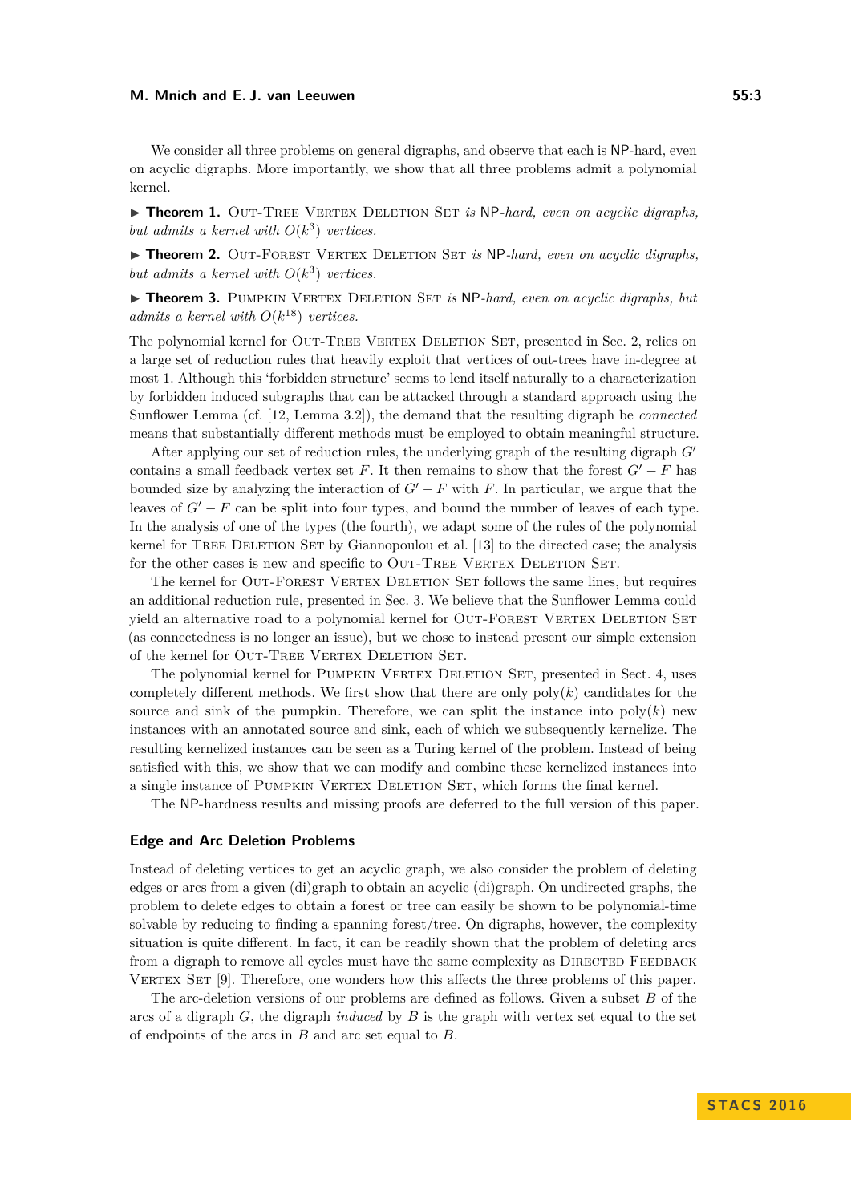We consider all three problems on general digraphs, and observe that each is NP-hard, even on acyclic digraphs. More importantly, we show that all three problems admit a polynomial kernel.

▶ **Theorem 1.** Out-Tree Vertex Deletion Set *is* NP*-hard, even on acyclic digraphs, but admits a kernel with $O(k^3)$ vertices.*

▶ **Theorem 2.** Out-Forest Vertex Deletion Set *is* NP*-hard, even on acyclic digraphs, but admits a kernel with $O(k^3)$ vertices.*

▶ **Theorem 3.** Pumpkin Vertex Deletion Set *is* NP*-hard, even on acyclic digraphs, but admits a kernel with $O(k^{18})$ vertices.*

The polynomial kernel for Out-Tree Vertex Deletion Set, presented in Sec. 2, relies on a large set of reduction rules that heavily exploit that vertices of out-trees have in-degree at most 1. Although this 'forbidden structure' seems to lend itself naturally to a characterization by forbidden induced subgraphs that can be attacked through a standard approach using the Sunflower Lemma (cf. [12, Lemma 3.2]), the demand that the resulting digraph be *connected* means that substantially different methods must be employed to obtain meaningful structure.

After applying our set of reduction rules, the underlying graph of the resulting digraph $G'$ contains a small feedback vertex set $F$. It then remains to show that the forest $G' - F$ has bounded size by analyzing the interaction of $G' - F$ with $F$. In particular, we argue that the leaves of $G' - F$ can be split into four types, and bound the number of leaves of each type. In the analysis of one of the types (the fourth), we adapt some of the rules of the polynomial kernel for Tree Deletion Set by Giannopoulou et al. [13] to the directed case; the analysis for the other cases is new and specific to Out-Tree Vertex Deletion Set.

The kernel for Out-Forest Vertex Deletion Set follows the same lines, but requires an additional reduction rule, presented in Sec. 3. We believe that the Sunflower Lemma could yield an alternative road to a polynomial kernel for Out-Forest Vertex Deletion Set (as connectedness is no longer an issue), but we chose to instead present our simple extension of the kernel for Out-Tree Vertex Deletion Set.

The polynomial kernel for Pumpkin Vertex Deletion Set, presented in Sect. 4, uses completely different methods. We first show that there are only poly($k$) candidates for the source and sink of the pumpkin. Therefore, we can split the instance into poly($k$) new instances with an annotated source and sink, each of which we subsequently kernelize. The resulting kernelized instances can be seen as a Turing kernel of the problem. Instead of being satisfied with this, we show that we can modify and combine these kernelized instances into a single instance of Pumpkin Vertex Deletion Set, which forms the final kernel.

The NP-hardness results and missing proofs are deferred to the full version of this paper.

### Edge and Arc Deletion Problems

Instead of deleting vertices to get an acyclic graph, we also consider the problem of deleting edges or arcs from a given (di)graph to obtain an acyclic (di)graph. On undirected graphs, the problem to delete edges to obtain a forest or tree can easily be shown to be polynomial-time solvable by reducing to finding a spanning forest/tree. On digraphs, however, the complexity situation is quite different. In fact, it can be readily shown that the problem of deleting arcs from a digraph to remove all cycles must have the same complexity as Directed Feedback Vertex Set [9]. Therefore, one wonders how this affects the three problems of this paper.

The arc-deletion versions of our problems are defined as follows. Given a subset $B$ of the arcs of a digraph $G$, the digraph *induced* by $B$ is the graph with vertex set equal to the set of endpoints of the arcs in $B$ and arc set equal to $B$.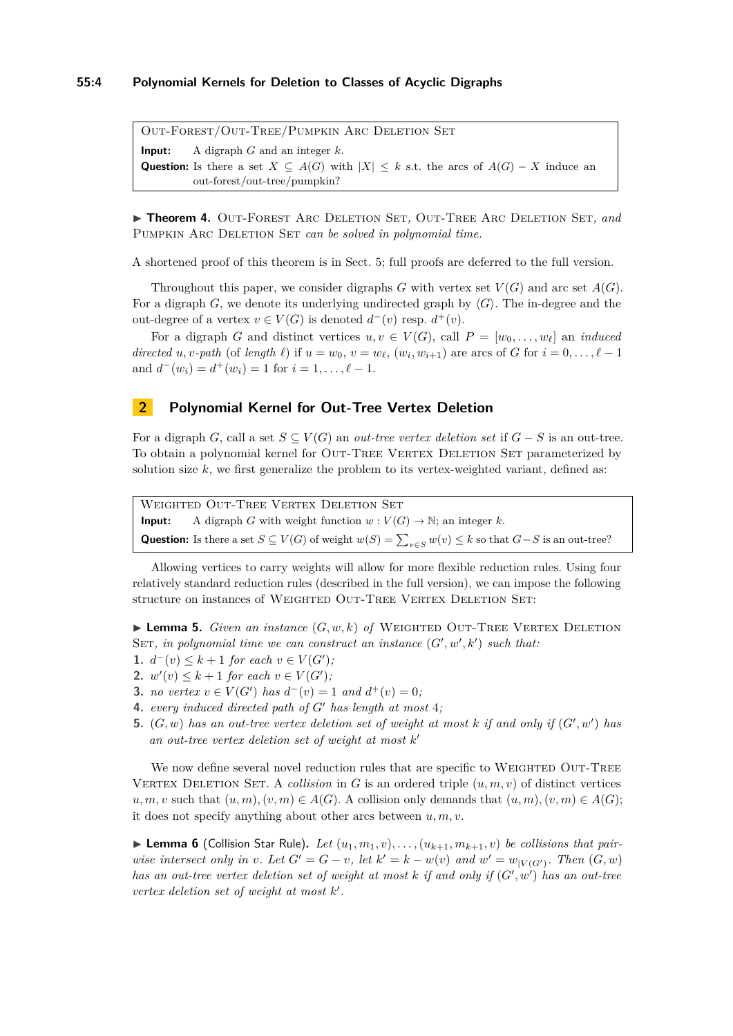> Out-Forest/Out-Tree/Pumpkin Arc Deletion Set
>
> **Input:** A digraph $G$ and an integer $k$.
>
> **Question:** Is there a set $X \subseteq A(G)$ with $|X| \leq k$ s.t. the arcs of $A(G) - X$ induce an out-forest/out-tree/pumpkin?

▶ **Theorem 4.** *Out-Forest Arc Deletion Set, Out-Tree Arc Deletion Set, and Pumpkin Arc Deletion Set can be solved in polynomial time.*

A shortened proof of this theorem is in Sect. 5; full proofs are deferred to the full version.

Throughout this paper, we consider digraphs $G$ with vertex set $V(G)$ and arc set $A(G)$. For a digraph $G$, we denote its underlying undirected graph by $\langle G \rangle$. The in-degree and the out-degree of a vertex $v \in V(G)$ is denoted $d^-(v)$ resp. $d^+(v)$.

For a digraph $G$ and distinct vertices $u, v \in V(G)$, call $P = [w_0, \ldots, w_\ell]$ an *induced directed $u,v$-path* (of *length* $\ell$) if $u = w_0$, $v = w_\ell$, $(w_i, w_{i+1})$ are arcs of $G$ for $i = 0, \ldots, \ell - 1$ and $d^-(w_i) = d^+(w_i) = 1$ for $i = 1, \ldots, \ell - 1$.

## 2 Polynomial Kernel for Out-Tree Vertex Deletion

For a digraph $G$, call a set $S \subseteq V(G)$ an *out-tree vertex deletion set* if $G - S$ is an out-tree. To obtain a polynomial kernel for Out-Tree Vertex Deletion Set parameterized by solution size $k$, we first generalize the problem to its vertex-weighted variant, defined as:

> Weighted Out-Tree Vertex Deletion Set
>
> **Input:** A digraph $G$ with weight function $w : V(G) \to \mathbb{N}$; an integer $k$.
>
> **Question:** Is there a set $S \subseteq V(G)$ of weight $w(S) = \sum_{v \in S} w(v) \leq k$ so that $G - S$ is an out-tree?

Allowing vertices to carry weights will allow for more flexible reduction rules. Using four relatively standard reduction rules (described in the full version), we can impose the following structure on instances of Weighted Out-Tree Vertex Deletion Set:

▶ **Lemma 5.** *Given an instance $(G, w, k)$ of Weighted Out-Tree Vertex Deletion Set, in polynomial time we can construct an instance $(G', w', k')$ such that:*
1. *$d^-(v) \leq k + 1$ for each $v \in V(G')$;*
2. *$w'(v) \leq k + 1$ for each $v \in V(G')$;*
3. *no vertex $v \in V(G')$ has $d^-(v) = 1$ and $d^+(v) = 0$;*
4. *every induced directed path of $G'$ has length at most 4;*
5. *$(G, w)$ has an out-tree vertex deletion set of weight at most $k$ if and only if $(G', w')$ has an out-tree vertex deletion set of weight at most $k'$*

We now define several novel reduction rules that are specific to Weighted Out-Tree Vertex Deletion Set. A *collision* in $G$ is an ordered triple $(u, m, v)$ of distinct vertices $u, m, v$ such that $(u, m), (v, m) \in A(G)$. A collision only demands that $(u, m), (v, m) \in A(G)$; it does not specify anything about other arcs between $u, m, v$.

▶ **Lemma 6** (Collision Star Rule). *Let $(u_1, m_1, v), \ldots, (u_{k+1}, m_{k+1}, v)$ be collisions that pairwise intersect only in $v$. Let $G' = G - v$, let $k' = k - w(v)$ and $w' = w_{|V(G')}$. Then $(G, w)$ has an out-tree vertex deletion set of weight at most $k$ if and only if $(G', w')$ has an out-tree vertex deletion set of weight at most $k'$.*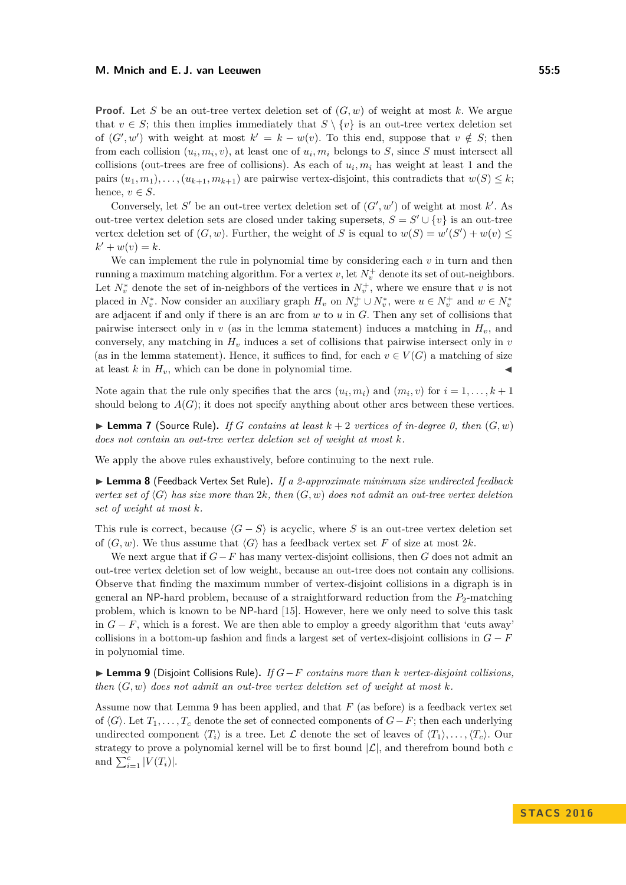**Proof.** Let $S$ be an out-tree vertex deletion set of $(G, w)$ of weight at most $k$. We argue that $v \in S$; this then implies immediately that $S \setminus \{v\}$ is an out-tree vertex deletion set of $(G', w')$ with weight at most $k' = k - w(v)$. To this end, suppose that $v \notin S$; then from each collision $(u_i, m_i, v)$, at least one of $u_i, m_i$ belongs to $S$, since $S$ must intersect all collisions (out-trees are free of collisions). As each of $u_i, m_i$ has weight at least 1 and the pairs $(u_1, m_1), \ldots, (u_{k+1}, m_{k+1})$ are pairwise vertex-disjoint, this contradicts that $w(S) \leq k$; hence, $v \in S$.

Conversely, let $S'$ be an out-tree vertex deletion set of $(G', w')$ of weight at most $k'$. As out-tree vertex deletion sets are closed under taking supersets, $S = S' \cup \{v\}$ is an out-tree vertex deletion set of $(G, w)$. Further, the weight of $S$ is equal to $w(S) = w'(S') + w(v) \leq k' + w(v) = k$.

We can implement the rule in polynomial time by considering each $v$ in turn and then running a maximum matching algorithm. For a vertex $v$, let $N_v^+$ denote its set of out-neighbors. Let $N_v^*$ denote the set of in-neighbors of the vertices in $N_v^+$, where we ensure that $v$ is not placed in $N_v^*$. Now consider an auxiliary graph $H_v$ on $N_v^+ \cup N_v^*$, were $u \in N_v^+$ and $w \in N_v^*$ are adjacent if and only if there is an arc from $w$ to $u$ in $G$. Then any set of collisions that pairwise intersect only in $v$ (as in the lemma statement) induces a matching in $H_v$, and conversely, any matching in $H_v$ induces a set of collisions that pairwise intersect only in $v$ (as in the lemma statement). Hence, it suffices to find, for each $v \in V(G)$ a matching of size at least $k$ in $H_v$, which can be done in polynomial time. ◀

Note again that the rule only specifies that the arcs $(u_i, m_i)$ and $(m_i, v)$ for $i = 1, \ldots, k+1$ should belong to $A(G)$; it does not specify anything about other arcs between these vertices.

▶ **Lemma 7** (Source Rule). *If $G$ contains at least $k+2$ vertices of in-degree 0, then $(G, w)$ does not contain an out-tree vertex deletion set of weight at most $k$.*

We apply the above rules exhaustively, before continuing to the next rule.

▶ **Lemma 8** (Feedback Vertex Set Rule). *If a 2-approximate minimum size undirected feedback vertex set of $\langle G \rangle$ has size more than $2k$, then $(G, w)$ does not admit an out-tree vertex deletion set of weight at most $k$.*

This rule is correct, because $\langle G - S \rangle$ is acyclic, where $S$ is an out-tree vertex deletion set of $(G, w)$. We thus assume that $\langle G \rangle$ has a feedback vertex set $F$ of size at most $2k$.

We next argue that if $G - F$ has many vertex-disjoint collisions, then $G$ does not admit an out-tree vertex deletion set of low weight, because an out-tree does not contain any collisions. Observe that finding the maximum number of vertex-disjoint collisions in a digraph is in general an NP-hard problem, because of a straightforward reduction from the $P_2$-matching problem, which is known to be NP-hard [15]. However, here we only need to solve this task in $G - F$, which is a forest. We are then able to employ a greedy algorithm that 'cuts away' collisions in a bottom-up fashion and finds a largest set of vertex-disjoint collisions in $G - F$ in polynomial time.

▶ **Lemma 9** (Disjoint Collisions Rule). *If $G - F$ contains more than $k$ vertex-disjoint collisions, then $(G, w)$ does not admit an out-tree vertex deletion set of weight at most $k$.*

Assume now that Lemma 9 has been applied, and that $F$ (as before) is a feedback vertex set of $\langle G \rangle$. Let $T_1, \ldots, T_c$ denote the set of connected components of $G - F$; then each underlying undirected component $\langle T_i \rangle$ is a tree. Let $\mathcal{L}$ denote the set of leaves of $\langle T_1 \rangle, \ldots, \langle T_c \rangle$. Our strategy to prove a polynomial kernel will be to first bound $|\mathcal{L}|$, and therefrom bound both $c$ and $\sum_{i=1}^{c} |V(T_i)|$.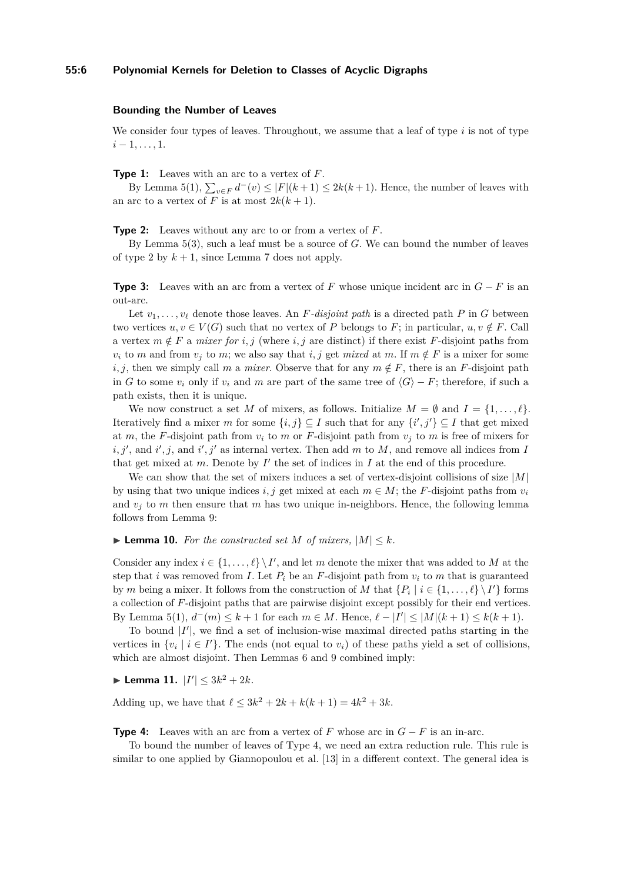### Bounding the Number of Leaves

We consider four types of leaves. Throughout, we assume that a leaf of type $i$ is not of type $i-1,\dots,1$.

**Type 1:** Leaves with an arc to a vertex of $F$.

By Lemma 5(1), $\sum_{v\in F} d^-(v) \le |F|(k+1) \le 2k(k+1)$. Hence, the number of leaves with an arc to a vertex of $F$ is at most $2k(k+1)$.

**Type 2:** Leaves without any arc to or from a vertex of $F$.

By Lemma 5(3), such a leaf must be a source of $G$. We can bound the number of leaves of type 2 by $k+1$, since Lemma 7 does not apply.

**Type 3:** Leaves with an arc from a vertex of $F$ whose unique incident arc in $G-F$ is an out-arc.

Let $v_1,\dots,v_\ell$ denote those leaves. An *$F$-disjoint path* is a directed path $P$ in $G$ between two vertices $u,v\in V(G)$ such that no vertex of $P$ belongs to $F$; in particular, $u,v\notin F$. Call a vertex $m\notin F$ a *mixer for $i,j$* (where $i,j$ are distinct) if there exist $F$-disjoint paths from $v_i$ to $m$ and from $v_j$ to $m$; we also say that $i,j$ get *mixed* at $m$. If $m\notin F$ is a mixer for some $i,j$, then we simply call $m$ a *mixer*. Observe that for any $m\notin F$, there is an $F$-disjoint path in $G$ to some $v_i$ only if $v_i$ and $m$ are part of the same tree of $\langle G\rangle - F$; therefore, if such a path exists, then it is unique.

We now construct a set $M$ of mixers, as follows. Initialize $M=\emptyset$ and $I=\{1,\dots,\ell\}$. Iteratively find a mixer $m$ for some $\{i,j\}\subseteq I$ such that for any $\{i',j'\}\subseteq I$ that get mixed at $m$, the $F$-disjoint path from $v_i$ to $m$ or $F$-disjoint path from $v_j$ to $m$ is free of mixers for $i,j'$, and $i',j$, and $i',j'$ as internal vertex. Then add $m$ to $M$, and remove all indices from $I$ that get mixed at $m$. Denote by $I'$ the set of indices in $I$ at the end of this procedure.

We can show that the set of mixers induces a set of vertex-disjoint collisions of size $|M|$ by using that two unique indices $i,j$ get mixed at each $m\in M$; the $F$-disjoint paths from $v_i$ and $v_j$ to $m$ then ensure that $m$ has two unique in-neighbors. Hence, the following lemma follows from Lemma 9:

▶ **Lemma 10.** *For the constructed set $M$ of mixers, $|M|\le k$.*

Consider any index $i\in\{1,\dots,\ell\}\setminus I'$, and let $m$ denote the mixer that was added to $M$ at the step that $i$ was removed from $I$. Let $P_i$ be an $F$-disjoint path from $v_i$ to $m$ that is guaranteed by $m$ being a mixer. It follows from the construction of $M$ that $\{P_i \mid i\in\{1,\dots,\ell\}\setminus I'\}$ forms a collection of $F$-disjoint paths that are pairwise disjoint except possibly for their end vertices. By Lemma 5(1), $d^-(m)\le k+1$ for each $m\in M$. Hence, $\ell-|I'|\le |M|(k+1)\le k(k+1)$.

To bound $|I'|$, we find a set of inclusion-wise maximal directed paths starting in the vertices in $\{v_i \mid i\in I'\}$. The ends (not equal to $v_i$) of these paths yield a set of collisions, which are almost disjoint. Then Lemmas 6 and 9 combined imply:

▶ **Lemma 11.** $|I'|\le 3k^2+2k$.

Adding up, we have that $\ell\le 3k^2+2k+k(k+1)=4k^2+3k$.

**Type 4:** Leaves with an arc from a vertex of $F$ whose arc in $G-F$ is an in-arc.

To bound the number of leaves of Type 4, we need an extra reduction rule. This rule is similar to one applied by Giannopoulou et al. [13] in a different context. The general idea is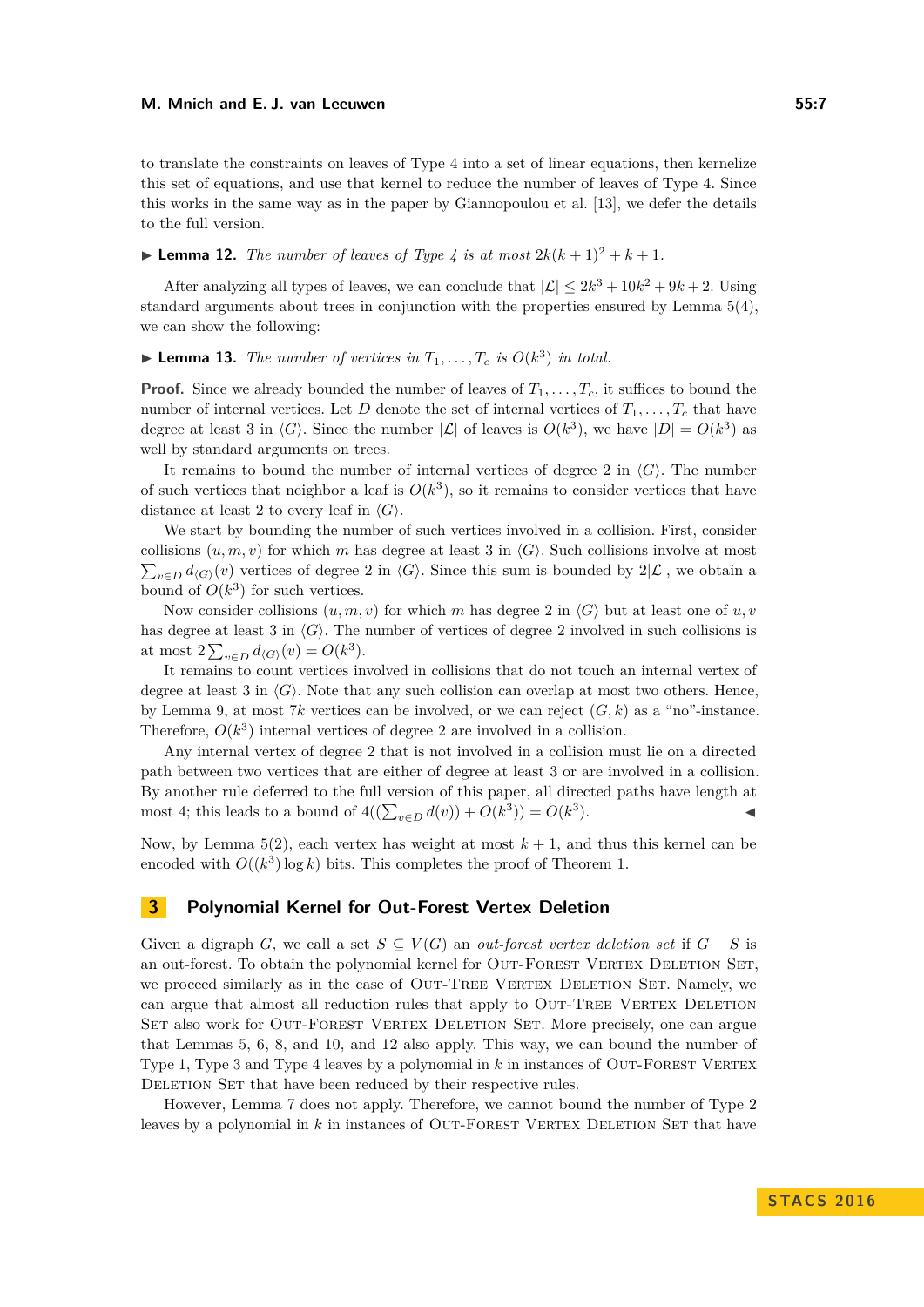to translate the constraints on leaves of Type 4 into a set of linear equations, then kernelize this set of equations, and use that kernel to reduce the number of leaves of Type 4. Since this works in the same way as in the paper by Giannopoulou et al. [13], we defer the details to the full version.

▶ **Lemma 12.** *The number of leaves of Type 4 is at most* $2k(k+1)^2 + k + 1$.

After analyzing all types of leaves, we can conclude that $|\mathcal{L}| \leq 2k^3 + 10k^2 + 9k + 2$. Using standard arguments about trees in conjunction with the properties ensured by Lemma 5(4), we can show the following:

▶ **Lemma 13.** *The number of vertices in* $T_1, \ldots, T_c$ *is* $O(k^3)$ *in total.*

**Proof.** Since we already bounded the number of leaves of $T_1, \ldots, T_c$, it suffices to bound the number of internal vertices. Let $D$ denote the set of internal vertices of $T_1, \ldots, T_c$ that have degree at least 3 in $\langle G \rangle$. Since the number $|\mathcal{L}|$ of leaves is $O(k^3)$, we have $|D| = O(k^3)$ as well by standard arguments on trees.

It remains to bound the number of internal vertices of degree 2 in $\langle G \rangle$. The number of such vertices that neighbor a leaf is $O(k^3)$, so it remains to consider vertices that have distance at least 2 to every leaf in $\langle G \rangle$.

We start by bounding the number of such vertices involved in a collision. First, consider collisions $(u, m, v)$ for which $m$ has degree at least 3 in $\langle G \rangle$. Such collisions involve at most $\sum_{v \in D} d_{\langle G \rangle}(v)$ vertices of degree 2 in $\langle G \rangle$. Since this sum is bounded by $2|\mathcal{L}|$, we obtain a bound of $O(k^3)$ for such vertices.

Now consider collisions $(u, m, v)$ for which $m$ has degree 2 in $\langle G \rangle$ but at least one of $u, v$ has degree at least 3 in $\langle G \rangle$. The number of vertices of degree 2 involved in such collisions is at most $2 \sum_{v \in D} d_{\langle G \rangle}(v) = O(k^3)$.

It remains to count vertices involved in collisions that do not touch an internal vertex of degree at least 3 in $\langle G \rangle$. Note that any such collision can overlap at most two others. Hence, by Lemma 9, at most $7k$ vertices can be involved, or we can reject $(G, k)$ as a "no"-instance. Therefore, $O(k^3)$ internal vertices of degree 2 are involved in a collision.

Any internal vertex of degree 2 that is not involved in a collision must lie on a directed path between two vertices that are either of degree at least 3 or are involved in a collision. By another rule deferred to the full version of this paper, all directed paths have length at most 4; this leads to a bound of $4((\sum_{v \in D} d(v)) + O(k^3)) = O(k^3)$. ◀

Now, by Lemma 5(2), each vertex has weight at most $k + 1$, and thus this kernel can be encoded with $O((k^3) \log k)$ bits. This completes the proof of Theorem 1.

## 3 Polynomial Kernel for Out-Forest Vertex Deletion

Given a digraph $G$, we call a set $S \subseteq V(G)$ an *out-forest vertex deletion set* if $G - S$ is an out-forest. To obtain the polynomial kernel for Out-Forest Vertex Deletion Set, we proceed similarly as in the case of Out-Tree Vertex Deletion Set. Namely, we can argue that almost all reduction rules that apply to Out-Tree Vertex Deletion Set also work for Out-Forest Vertex Deletion Set. More precisely, one can argue that Lemmas 5, 6, 8, and 10, and 12 also apply. This way, we can bound the number of Type 1, Type 3 and Type 4 leaves by a polynomial in $k$ in instances of Out-Forest Vertex Deletion Set that have been reduced by their respective rules.

However, Lemma 7 does not apply. Therefore, we cannot bound the number of Type 2 leaves by a polynomial in $k$ in instances of Out-Forest Vertex Deletion Set that have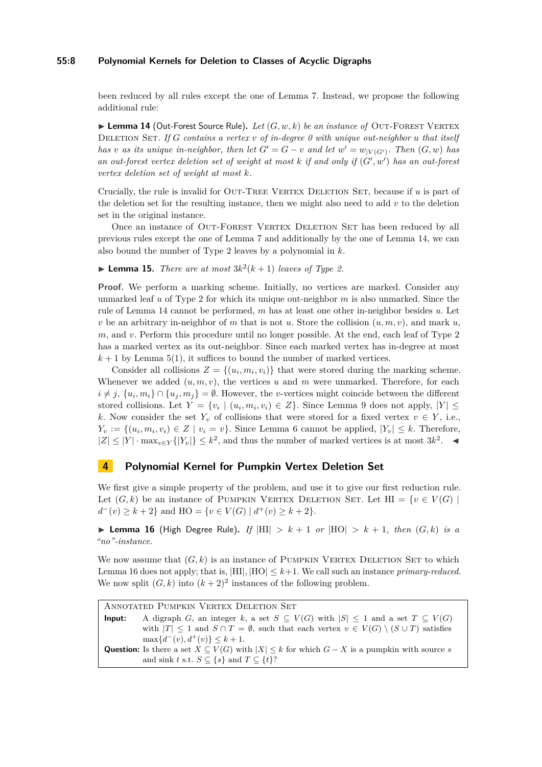been reduced by all rules except the one of Lemma 7. Instead, we propose the following additional rule:

▶ **Lemma 14** (Out-Forest Source Rule). *Let $(G, w, k)$ be an instance of* Out-Forest Vertex Deletion Set. *If $G$ contains a vertex $v$ of in-degree 0 with unique out-neighbor $u$ that itself has $v$ as its unique in-neighbor, then let $G' = G - v$ and let $w' = w_{|V(G')}$. Then $(G, w)$ has an out-forest vertex deletion set of weight at most $k$ if and only if $(G', w')$ has an out-forest vertex deletion set of weight at most $k$.*

Crucially, the rule is invalid for Out-Tree Vertex Deletion Set, because if $u$ is part of the deletion set for the resulting instance, then we might also need to add $v$ to the deletion set in the original instance.

Once an instance of Out-Forest Vertex Deletion Set has been reduced by all previous rules except the one of Lemma 7 and additionally by the one of Lemma 14, we can also bound the number of Type 2 leaves by a polynomial in $k$.

▶ **Lemma 15.** *There are at most $3k^2(k+1)$ leaves of Type 2.*

**Proof.** We perform a marking scheme. Initially, no vertices are marked. Consider any unmarked leaf $u$ of Type 2 for which its unique out-neighbor $m$ is also unmarked. Since the rule of Lemma 14 cannot be performed, $m$ has at least one other in-neighbor besides $u$. Let $v$ be an arbitrary in-neighbor of $m$ that is not $u$. Store the collision $(u, m, v)$, and mark $u$, $m$, and $v$. Perform this procedure until no longer possible. At the end, each leaf of Type 2 has a marked vertex as its out-neighbor. Since each marked vertex has in-degree at most $k+1$ by Lemma 5(1), it suffices to bound the number of marked vertices.

Consider all collisions $Z = \{(u_i, m_i, v_i)\}$ that were stored during the marking scheme. Whenever we added $(u, m, v)$, the vertices $u$ and $m$ were unmarked. Therefore, for each $i \neq j$, $\{u_i, m_i\} \cap \{u_j, m_j\} = \emptyset$. However, the $v$-vertices might coincide between the different stored collisions. Let $Y = \{v_i \mid (u_i, m_i, v_i) \in Z\}$. Since Lemma 9 does not apply, $|Y| \leq k$. Now consider the set $Y_v$ of collisions that were stored for a fixed vertex $v \in Y$, i.e., $Y_v := \{(u_i, m_i, v_i) \in Z \mid v_i = v\}$. Since Lemma 6 cannot be applied, $|Y_v| \leq k$. Therefore, $|Z| \leq |Y| \cdot \max_{v \in Y}\{|Y_v|\} \leq k^2$, and thus the number of marked vertices is at most $3k^2$. ◀

## 4 Polynomial Kernel for Pumpkin Vertex Deletion Set

We first give a simple property of the problem, and use it to give our first reduction rule. Let $(G, k)$ be an instance of Pumpkin Vertex Deletion Set. Let $\mathrm{HI} = \{v \in V(G) \mid d^-(v) \geq k+2\}$ and $\mathrm{HO} = \{v \in V(G) \mid d^+(v) \geq k+2\}$.

▶ **Lemma 16** (High Degree Rule). *If $|\mathrm{HI}| > k+1$ or $|\mathrm{HO}| > k+1$, then $(G, k)$ is a "no"-instance.*

We now assume that $(G, k)$ is an instance of Pumpkin Vertex Deletion Set to which Lemma 16 does not apply; that is, $|\mathrm{HI}|, |\mathrm{HO}| \leq k+1$. We call such an instance *primary-reduced*. We now split $(G, k)$ into $(k+2)^2$ instances of the following problem.

> Annotated Pumpkin Vertex Deletion Set
>
> **Input:** A digraph $G$, an integer $k$, a set $S \subseteq V(G)$ with $|S| \leq 1$ and a set $T \subseteq V(G)$ with $|T| \leq 1$ and $S \cap T = \emptyset$, such that each vertex $v \in V(G) \setminus (S \cup T)$ satisfies $\max\{d^-(v), d^+(v)\} \leq k+1$.
>
> **Question:** Is there a set $X \subseteq V(G)$ with $|X| \leq k$ for which $G - X$ is a pumpkin with source $s$ and sink $t$ s.t. $S \subseteq \{s\}$ and $T \subseteq \{t\}$?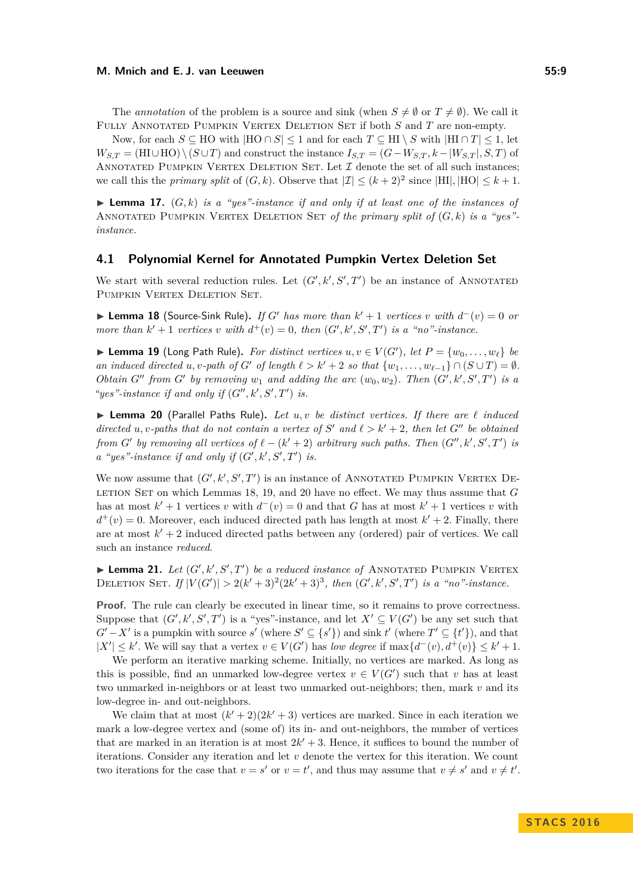The *annotation* of the problem is a source and sink (when $S \neq \emptyset$ or $T \neq \emptyset$). We call it Fully Annotated Pumpkin Vertex Deletion Set if both $S$ and $T$ are non-empty.

Now, for each $S \subseteq \text{HO}$ with $|\text{HO} \cap S| \leq 1$ and for each $T \subseteq \text{HI} \setminus S$ with $|\text{HI} \cap T| \leq 1$, let $W_{S,T} = (\text{HI} \cup \text{HO}) \setminus (S \cup T)$ and construct the instance $I_{S,T} = (G - W_{S,T}, k - |W_{S,T}|, S, T)$ of Annotated Pumpkin Vertex Deletion Set. Let $\mathcal{I}$ denote the set of all such instances; we call this the *primary split* of $(G,k)$. Observe that $|\mathcal{I}| \leq (k+2)^2$ since $|\text{HI}|, |\text{HO}| \leq k+1$.

▶ **Lemma 17.** *$(G,k)$ is a "yes"-instance if and only if at least one of the instances of Annotated Pumpkin Vertex Deletion Set of the primary split of $(G,k)$ is a "yes"-instance.*

## 4.1 Polynomial Kernel for Annotated Pumpkin Vertex Deletion Set

We start with several reduction rules. Let $(G', k', S', T')$ be an instance of Annotated Pumpkin Vertex Deletion Set.

▶ **Lemma 18** (Source-Sink Rule). *If $G'$ has more than $k'+1$ vertices $v$ with $d^-(v) = 0$ or more than $k'+1$ vertices $v$ with $d^+(v) = 0$, then $(G', k', S', T')$ is a "no"-instance.*

▶ **Lemma 19** (Long Path Rule). *For distinct vertices $u, v \in V(G')$, let $P = \{w_0, \ldots, w_\ell\}$ be an induced directed $u,v$-path of $G'$ of length $\ell > k'+2$ so that $\{w_1, \ldots, w_{\ell-1}\} \cap (S \cup T) = \emptyset$. Obtain $G''$ from $G'$ by removing $w_1$ and adding the arc $(w_0, w_2)$. Then $(G', k', S', T')$ is a "yes"-instance if and only if $(G'', k', S', T')$ is.*

▶ **Lemma 20** (Parallel Paths Rule). *Let $u, v$ be distinct vertices. If there are $\ell$ induced directed $u,v$-paths that do not contain a vertex of $S'$ and $\ell > k'+2$, then let $G''$ be obtained from $G'$ by removing all vertices of $\ell - (k'+2)$ arbitrary such paths. Then $(G'', k', S', T')$ is a "yes"-instance if and only if $(G', k', S', T')$ is.*

We now assume that $(G', k', S', T')$ is an instance of Annotated Pumpkin Vertex Deletion Set on which Lemmas 18, 19, and 20 have no effect. We may thus assume that $G$ has at most $k'+1$ vertices $v$ with $d^-(v) = 0$ and that $G$ has at most $k'+1$ vertices $v$ with $d^+(v) = 0$. Moreover, each induced directed path has length at most $k'+2$. Finally, there are at most $k'+2$ induced directed paths between any (ordered) pair of vertices. We call such an instance *reduced*.

▶ **Lemma 21.** *Let $(G', k', S', T')$ be a reduced instance of Annotated Pumpkin Vertex Deletion Set. If $|V(G')| > 2(k'+3)^2(2k'+3)^3$, then $(G', k', S', T')$ is a "no"-instance.*

**Proof.** The rule can clearly be executed in linear time, so it remains to prove correctness. Suppose that $(G', k', S', T')$ is a "yes"-instance, and let $X' \subseteq V(G')$ be any set such that $G' - X'$ is a pumpkin with source $s'$ (where $S' \subseteq \{s'\}$) and sink $t'$ (where $T' \subseteq \{t'\}$), and that $|X'| \leq k'$. We will say that a vertex $v \in V(G')$ has *low degree* if $\max\{d^-(v), d^+(v)\} \leq k'+1$.

We perform an iterative marking scheme. Initially, no vertices are marked. As long as this is possible, find an unmarked low-degree vertex $v \in V(G')$ such that $v$ has at least two unmarked in-neighbors or at least two unmarked out-neighbors; then, mark $v$ and its low-degree in- and out-neighbors.

We claim that at most $(k'+2)(2k'+3)$ vertices are marked. Since in each iteration we mark a low-degree vertex and (some of) its in- and out-neighbors, the number of vertices that are marked in an iteration is at most $2k'+3$. Hence, it suffices to bound the number of iterations. Consider any iteration and let $v$ denote the vertex for this iteration. We count two iterations for the case that $v = s'$ or $v = t'$, and thus may assume that $v \neq s'$ and $v \neq t'$.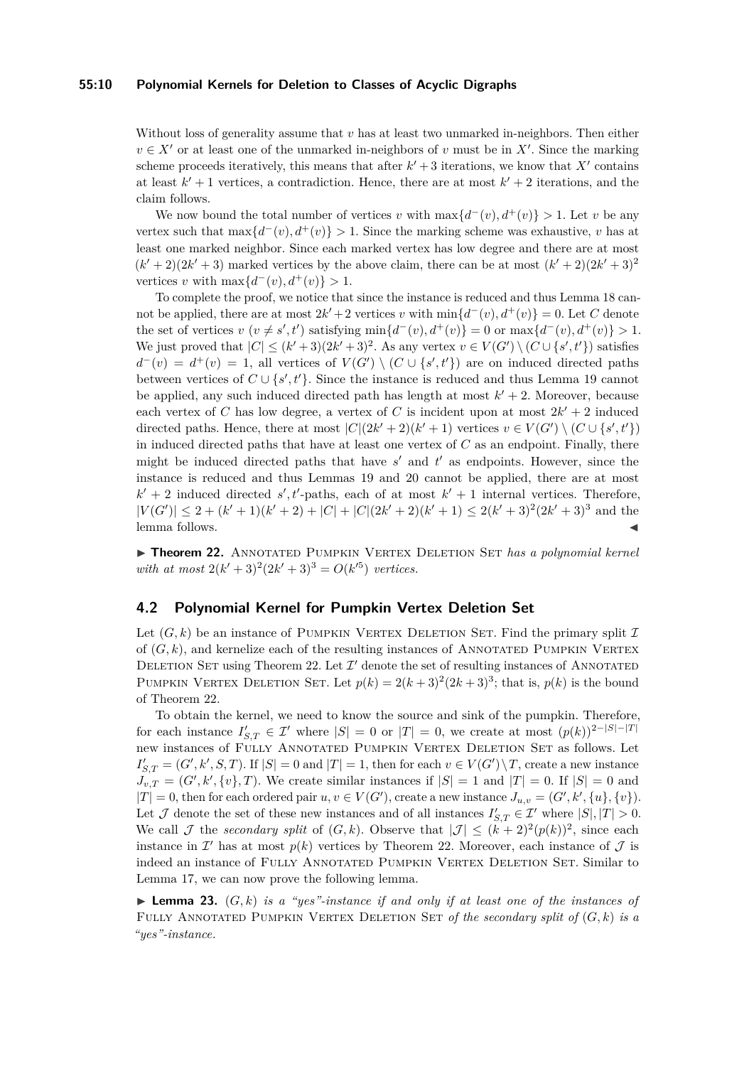Without loss of generality assume that $v$ has at least two unmarked in-neighbors. Then either $v \in X'$ or at least one of the unmarked in-neighbors of $v$ must be in $X'$. Since the marking scheme proceeds iteratively, this means that after $k'+3$ iterations, we know that $X'$ contains at least $k'+1$ vertices, a contradiction. Hence, there are at most $k'+2$ iterations, and the claim follows.

We now bound the total number of vertices $v$ with $\max\{d^-(v), d^+(v)\} > 1$. Let $v$ be any vertex such that $\max\{d^-(v), d^+(v)\} > 1$. Since the marking scheme was exhaustive, $v$ has at least one marked neighbor. Since each marked vertex has low degree and there are at most $(k'+2)(2k'+3)$ marked vertices by the above claim, there can be at most $(k'+2)(2k'+3)^2$ vertices $v$ with $\max\{d^-(v), d^+(v)\} > 1$.

To complete the proof, we notice that since the instance is reduced and thus Lemma 18 cannot be applied, there are at most $2k'+2$ vertices $v$ with $\min\{d^-(v), d^+(v)\} = 0$. Let $C$ denote the set of vertices $v$ ($v \neq s', t'$) satisfying $\min\{d^-(v), d^+(v)\} = 0$ or $\max\{d^-(v), d^+(v)\} > 1$. We just proved that $|C| \leq (k'+3)(2k'+3)^2$. As any vertex $v \in V(G') \setminus (C \cup \{s', t'\})$ satisfies $d^-(v) = d^+(v) = 1$, all vertices of $V(G') \setminus (C \cup \{s', t'\})$ are on induced directed paths between vertices of $C \cup \{s', t'\}$. Since the instance is reduced and thus Lemma 19 cannot be applied, any such induced directed path has length at most $k'+2$. Moreover, because each vertex of $C$ has low degree, a vertex of $C$ is incident upon at most $2k'+2$ induced directed paths. Hence, there at most $|C|(2k'+2)(k'+1)$ vertices $v \in V(G') \setminus (C \cup \{s', t'\})$ in induced directed paths that have at least one vertex of $C$ as an endpoint. Finally, there might be induced directed paths that have $s'$ and $t'$ as endpoints. However, since the instance is reduced and thus Lemmas 19 and 20 cannot be applied, there are at most $k'+2$ induced directed $s', t'$-paths, each of at most $k'+1$ internal vertices. Therefore, $|V(G')| \leq 2 + (k'+1)(k'+2) + |C| + |C|(2k'+2)(k'+1) \leq 2(k'+3)^2(2k'+3)^3$ and the lemma follows. ◀

▶ **Theorem 22.** Annotated Pumpkin Vertex Deletion Set *has a polynomial kernel with at most* $2(k'+3)^2(2k'+3)^3 = O(k'^5)$ *vertices.*

## 4.2 Polynomial Kernel for Pumpkin Vertex Deletion Set

Let $(G, k)$ be an instance of Pumpkin Vertex Deletion Set. Find the primary split $\mathcal{I}$ of $(G, k)$, and kernelize each of the resulting instances of Annotated Pumpkin Vertex Deletion Set using Theorem 22. Let $\mathcal{I}'$ denote the set of resulting instances of Annotated Pumpkin Vertex Deletion Set. Let $p(k) = 2(k+3)^2(2k+3)^3$; that is, $p(k)$ is the bound of Theorem 22.

To obtain the kernel, we need to know the source and sink of the pumpkin. Therefore, for each instance $I'_{S,T} \in \mathcal{I}'$ where $|S| = 0$ or $|T| = 0$, we create at most $(p(k))^{2-|S|-|T|}$ new instances of Fully Annotated Pumpkin Vertex Deletion Set as follows. Let $I'_{S,T} = (G', k', S, T)$. If $|S| = 0$ and $|T| = 1$, then for each $v \in V(G') \setminus T$, create a new instance $J_{v,T} = (G', k', \{v\}, T)$. We create similar instances if $|S| = 1$ and $|T| = 0$. If $|S| = 0$ and $|T| = 0$, then for each ordered pair $u, v \in V(G')$, create a new instance $J_{u,v} = (G', k', \{u\}, \{v\})$. Let $\mathcal{J}$ denote the set of these new instances and of all instances $I'_{S,T} \in \mathcal{I}'$ where $|S|, |T| > 0$. We call $\mathcal{J}$ the *secondary split* of $(G, k)$. Observe that $|\mathcal{J}| \leq (k+2)^2(p(k))^2$, since each instance in $\mathcal{I}'$ has at most $p(k)$ vertices by Theorem 22. Moreover, each instance of $\mathcal{J}$ is indeed an instance of Fully Annotated Pumpkin Vertex Deletion Set. Similar to Lemma 17, we can now prove the following lemma.

▶ **Lemma 23.** *$(G, k)$ is a "yes"-instance if and only if at least one of the instances of* Fully Annotated Pumpkin Vertex Deletion Set *of the secondary split of $(G, k)$ is a "yes"-instance.*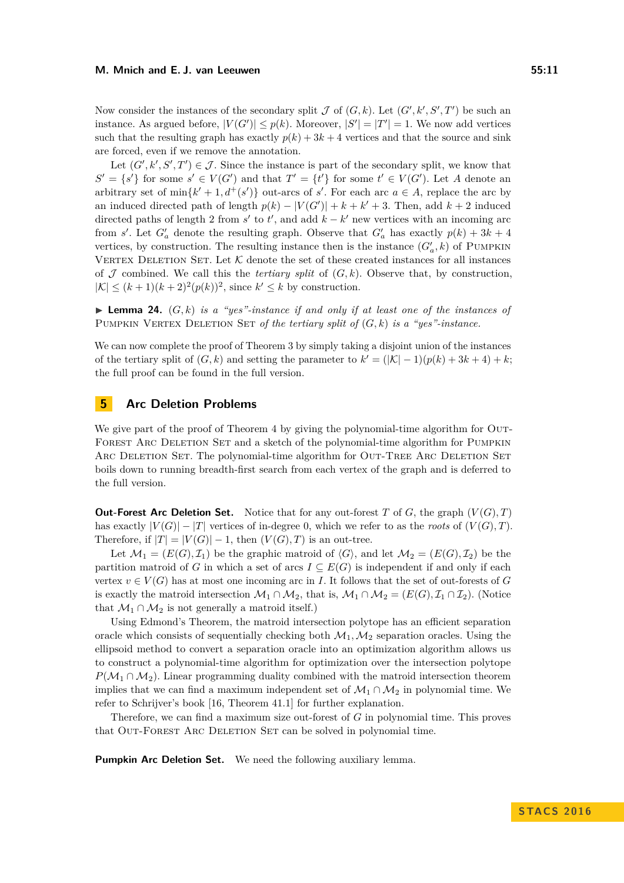Now consider the instances of the secondary split $\mathcal{J}$ of $(G, k)$. Let $(G', k', S', T')$ be such an instance. As argued before, $|V(G')| \le p(k)$. Moreover, $|S'| = |T'| = 1$. We now add vertices such that the resulting graph has exactly $p(k) + 3k + 4$ vertices and that the source and sink are forced, even if we remove the annotation.

Let $(G', k', S', T') \in \mathcal{J}$. Since the instance is part of the secondary split, we know that $S' = \{s'\}$ for some $s' \in V(G')$ and that $T' = \{t'\}$ for some $t' \in V(G')$. Let $A$ denote an arbitrary set of $\min\{k' + 1, d^+(s')\}$ out-arcs of $s'$. For each arc $a \in A$, replace the arc by an induced directed path of length $p(k) - |V(G')| + k + k' + 3$. Then, add $k + 2$ induced directed paths of length 2 from $s'$ to $t'$, and add $k - k'$ new vertices with an incoming arc from $s'$. Let $G'_a$ denote the resulting graph. Observe that $G'_a$ has exactly $p(k) + 3k + 4$ vertices, by construction. The resulting instance then is the instance $(G'_a, k)$ of Pumpkin Vertex Deletion Set. Let $\mathcal{K}$ denote the set of these created instances for all instances of $\mathcal{J}$ combined. We call this the *tertiary split* of $(G, k)$. Observe that, by construction, $|\mathcal{K}| \le (k + 1)(k + 2)^2(p(k))^2$, since $k' \le k$ by construction.

▶ **Lemma 24.** *$(G, k)$ is a "yes"-instance if and only if at least one of the instances of* Pumpkin Vertex Deletion Set *of the tertiary split of $(G, k)$ is a "yes"-instance.*

We can now complete the proof of Theorem 3 by simply taking a disjoint union of the instances of the tertiary split of $(G, k)$ and setting the parameter to $k' = (|\mathcal{K}| - 1)(p(k) + 3k + 4) + k$; the full proof can be found in the full version.

## 5 Arc Deletion Problems

We give part of the proof of Theorem 4 by giving the polynomial-time algorithm for Out-Forest Arc Deletion Set and a sketch of the polynomial-time algorithm for Pumpkin Arc Deletion Set. The polynomial-time algorithm for Out-Tree Arc Deletion Set boils down to running breadth-first search from each vertex of the graph and is deferred to the full version.

**Out-Forest Arc Deletion Set.** Notice that for any out-forest $T$ of $G$, the graph $(V(G), T)$ has exactly $|V(G)| - |T|$ vertices of in-degree 0, which we refer to as the *roots* of $(V(G), T)$. Therefore, if $|T| = |V(G)| - 1$, then $(V(G), T)$ is an out-tree.

Let $\mathcal{M}_1 = (E(G), \mathcal{I}_1)$ be the graphic matroid of $\langle G \rangle$, and let $\mathcal{M}_2 = (E(G), \mathcal{I}_2)$ be the partition matroid of $G$ in which a set of arcs $I \subseteq E(G)$ is independent if and only if each vertex $v \in V(G)$ has at most one incoming arc in $I$. It follows that the set of out-forests of $G$ is exactly the matroid intersection $\mathcal{M}_1 \cap \mathcal{M}_2$, that is, $\mathcal{M}_1 \cap \mathcal{M}_2 = (E(G), \mathcal{I}_1 \cap \mathcal{I}_2)$. (Notice that $\mathcal{M}_1 \cap \mathcal{M}_2$ is not generally a matroid itself.)

Using Edmond's Theorem, the matroid intersection polytope has an efficient separation oracle which consists of sequentially checking both $\mathcal{M}_1, \mathcal{M}_2$ separation oracles. Using the ellipsoid method to convert a separation oracle into an optimization algorithm allows us to construct a polynomial-time algorithm for optimization over the intersection polytope $P(\mathcal{M}_1 \cap \mathcal{M}_2)$. Linear programming duality combined with the matroid intersection theorem implies that we can find a maximum independent set of $\mathcal{M}_1 \cap \mathcal{M}_2$ in polynomial time. We refer to Schrijver's book [16, Theorem 41.1] for further explanation.

Therefore, we can find a maximum size out-forest of $G$ in polynomial time. This proves that Out-Forest Arc Deletion Set can be solved in polynomial time.

**Pumpkin Arc Deletion Set.** We need the following auxiliary lemma.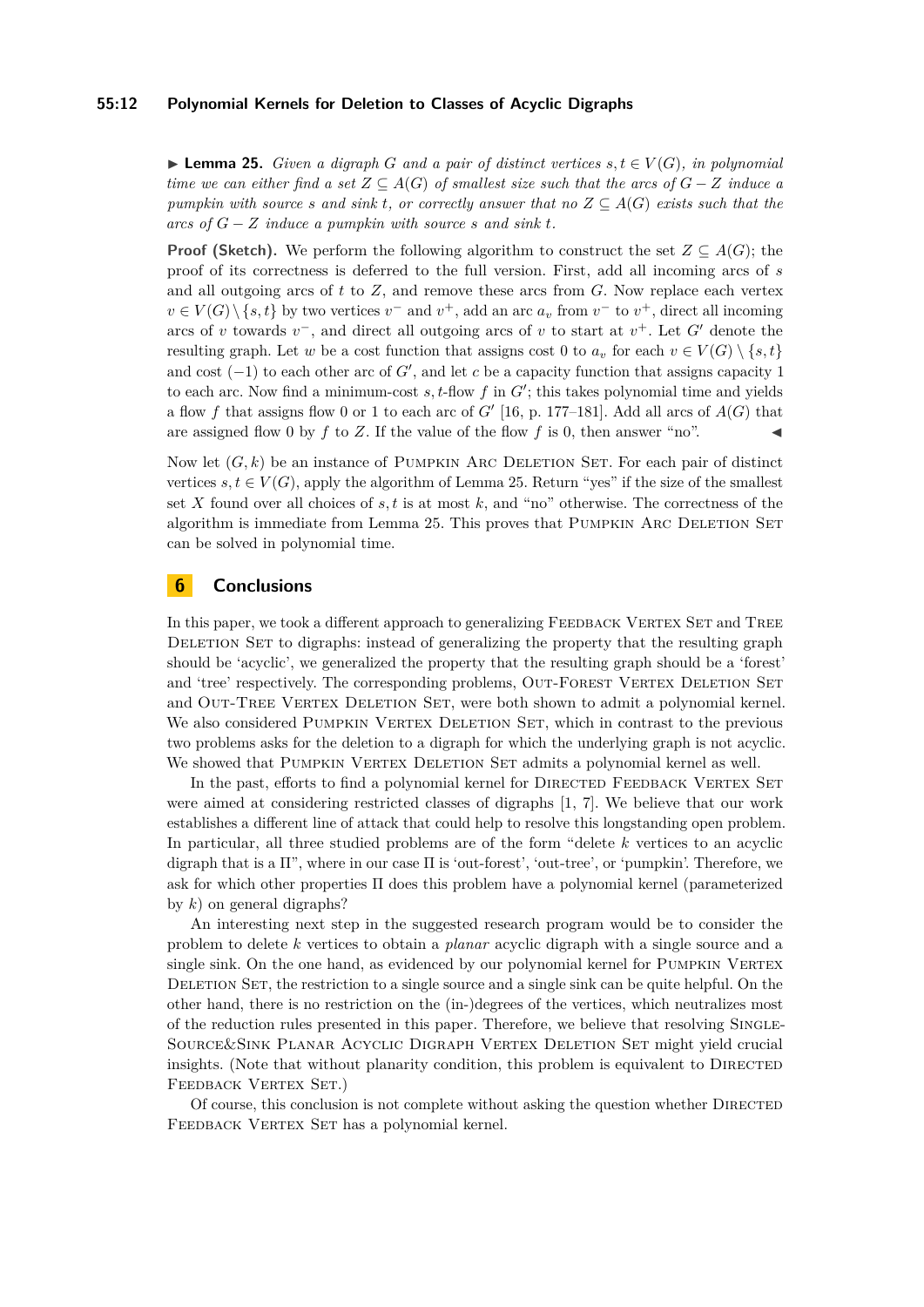▶ **Lemma 25.** *Given a digraph $G$ and a pair of distinct vertices $s, t \in V(G)$, in polynomial time we can either find a set $Z \subseteq A(G)$ of smallest size such that the arcs of $G - Z$ induce a pumpkin with source $s$ and sink $t$, or correctly answer that no $Z \subseteq A(G)$ exists such that the arcs of $G - Z$ induce a pumpkin with source $s$ and sink $t$.*

**Proof (Sketch).** We perform the following algorithm to construct the set $Z \subseteq A(G)$; the proof of its correctness is deferred to the full version. First, add all incoming arcs of $s$ and all outgoing arcs of $t$ to $Z$, and remove these arcs from $G$. Now replace each vertex $v \in V(G) \setminus \{s, t\}$ by two vertices $v^-$ and $v^+$, add an arc $a_v$ from $v^-$ to $v^+$, direct all incoming arcs of $v$ towards $v^-$, and direct all outgoing arcs of $v$ to start at $v^+$. Let $G'$ denote the resulting graph. Let $w$ be a cost function that assigns cost 0 to $a_v$ for each $v \in V(G) \setminus \{s, t\}$ and cost $(-1)$ to each other arc of $G'$, and let $c$ be a capacity function that assigns capacity 1 to each arc. Now find a minimum-cost $s,t$-flow $f$ in $G'$; this takes polynomial time and yields a flow $f$ that assigns flow 0 or 1 to each arc of $G'$ [16, p. 177–181]. Add all arcs of $A(G)$ that are assigned flow 0 by $f$ to $Z$. If the value of the flow $f$ is 0, then answer "no". ◀

Now let $(G, k)$ be an instance of Pumpkin Arc Deletion Set. For each pair of distinct vertices $s, t \in V(G)$, apply the algorithm of Lemma 25. Return "yes" if the size of the smallest set $X$ found over all choices of $s, t$ is at most $k$, and "no" otherwise. The correctness of the algorithm is immediate from Lemma 25. This proves that Pumpkin Arc Deletion Set can be solved in polynomial time.

## 6 Conclusions

In this paper, we took a different approach to generalizing Feedback Vertex Set and Tree Deletion Set to digraphs: instead of generalizing the property that the resulting graph should be 'acyclic', we generalized the property that the resulting graph should be a 'forest' and 'tree' respectively. The corresponding problems, Out-Forest Vertex Deletion Set and Out-Tree Vertex Deletion Set, were both shown to admit a polynomial kernel. We also considered Pumpkin Vertex Deletion Set, which in contrast to the previous two problems asks for the deletion to a digraph for which the underlying graph is not acyclic. We showed that Pumpkin Vertex Deletion Set admits a polynomial kernel as well.

In the past, efforts to find a polynomial kernel for Directed Feedback Vertex Set were aimed at considering restricted classes of digraphs [1, 7]. We believe that our work establishes a different line of attack that could help to resolve this longstanding open problem. In particular, all three studied problems are of the form "delete $k$ vertices to an acyclic digraph that is a $\Pi$", where in our case $\Pi$ is 'out-forest', 'out-tree', or 'pumpkin'. Therefore, we ask for which other properties $\Pi$ does this problem have a polynomial kernel (parameterized by $k$) on general digraphs?

An interesting next step in the suggested research program would be to consider the problem to delete $k$ vertices to obtain a *planar* acyclic digraph with a single source and a single sink. On the one hand, as evidenced by our polynomial kernel for Pumpkin Vertex Deletion Set, the restriction to a single source and a single sink can be quite helpful. On the other hand, there is no restriction on the (in-)degrees of the vertices, which neutralizes most of the reduction rules presented in this paper. Therefore, we believe that resolving Single-Source&Sink Planar Acyclic Digraph Vertex Deletion Set might yield crucial insights. (Note that without planarity condition, this problem is equivalent to Directed Feedback Vertex Set.)

Of course, this conclusion is not complete without asking the question whether Directed Feedback Vertex Set has a polynomial kernel.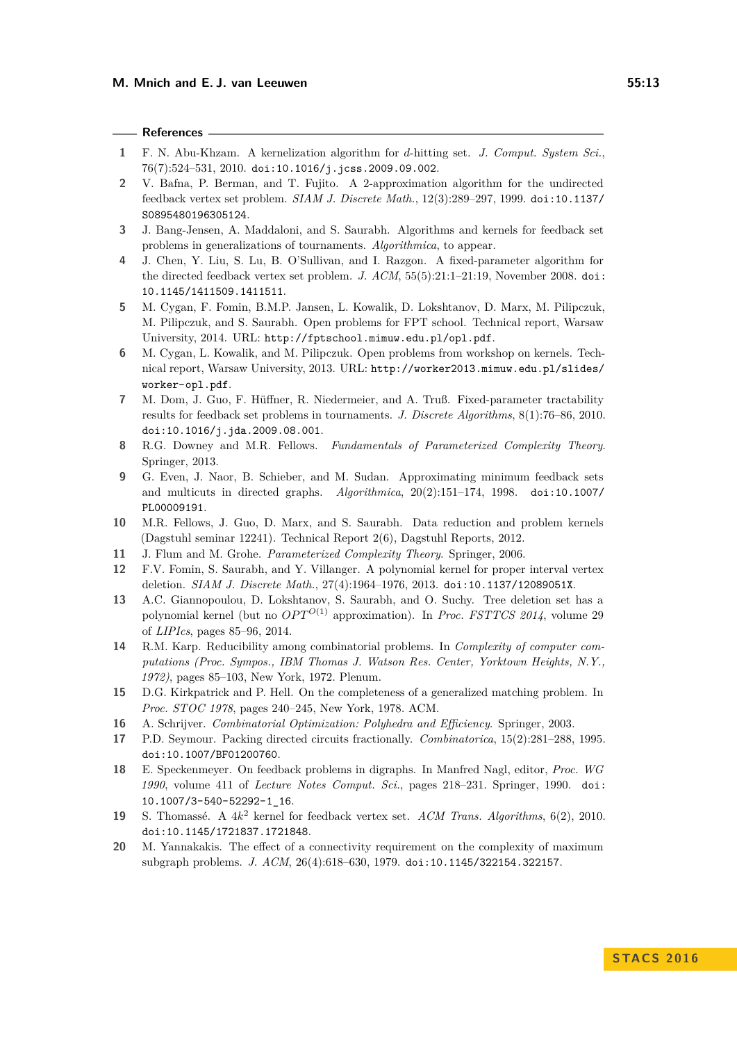## References

1. F. N. Abu-Khzam. A kernelization algorithm for $d$-hitting set. *J. Comput. System Sci.*, 76(7):524–531, 2010. doi:10.1016/j.jcss.2009.09.002.
2. V. Bafna, P. Berman, and T. Fujito. A 2-approximation algorithm for the undirected feedback vertex set problem. *SIAM J. Discrete Math.*, 12(3):289–297, 1999. doi:10.1137/S0895480196305124.
3. J. Bang-Jensen, A. Maddaloni, and S. Saurabh. Algorithms and kernels for feedback set problems in generalizations of tournaments. *Algorithmica*, to appear.
4. J. Chen, Y. Liu, S. Lu, B. O'Sullivan, and I. Razgon. A fixed-parameter algorithm for the directed feedback vertex set problem. *J. ACM*, 55(5):21:1–21:19, November 2008. doi:10.1145/1411509.1411511.
5. M. Cygan, F. Fomin, B.M.P. Jansen, L. Kowalik, D. Lokshtanov, D. Marx, M. Pilipczuk, M. Pilipczuk, and S. Saurabh. Open problems for FPT school. Technical report, Warsaw University, 2014. URL: http://fptschool.mimuw.edu.pl/opl.pdf.
6. M. Cygan, L. Kowalik, and M. Pilipczuk. Open problems from workshop on kernels. Technical report, Warsaw University, 2013. URL: http://worker2013.mimuw.edu.pl/slides/worker-opl.pdf.
7. M. Dom, J. Guo, F. Hüffner, R. Niedermeier, and A. Truß. Fixed-parameter tractability results for feedback set problems in tournaments. *J. Discrete Algorithms*, 8(1):76–86, 2010. doi:10.1016/j.jda.2009.08.001.
8. R.G. Downey and M.R. Fellows. *Fundamentals of Parameterized Complexity Theory*. Springer, 2013.
9. G. Even, J. Naor, B. Schieber, and M. Sudan. Approximating minimum feedback sets and multicuts in directed graphs. *Algorithmica*, 20(2):151–174, 1998. doi:10.1007/PL00009191.
10. M.R. Fellows, J. Guo, D. Marx, and S. Saurabh. Data reduction and problem kernels (Dagstuhl seminar 12241). Technical Report 2(6), Dagstuhl Reports, 2012.
11. J. Flum and M. Grohe. *Parameterized Complexity Theory*. Springer, 2006.
12. F.V. Fomin, S. Saurabh, and Y. Villanger. A polynomial kernel for proper interval vertex deletion. *SIAM J. Discrete Math.*, 27(4):1964–1976, 2013. doi:10.1137/12089051X.
13. A.C. Giannopoulou, D. Lokshtanov, S. Saurabh, and O. Suchy. Tree deletion set has a polynomial kernel (but no $OPT^{O(1)}$ approximation). In *Proc. FSTTCS 2014*, volume 29 of *LIPIcs*, pages 85–96, 2014.
14. R.M. Karp. Reducibility among combinatorial problems. In *Complexity of computer computations (Proc. Sympos., IBM Thomas J. Watson Res. Center, Yorktown Heights, N.Y., 1972)*, pages 85–103, New York, 1972. Plenum.
15. D.G. Kirkpatrick and P. Hell. On the completeness of a generalized matching problem. In *Proc. STOC 1978*, pages 240–245, New York, 1978. ACM.
16. A. Schrijver. *Combinatorial Optimization: Polyhedra and Efficiency*. Springer, 2003.
17. P.D. Seymour. Packing directed circuits fractionally. *Combinatorica*, 15(2):281–288, 1995. doi:10.1007/BF01200760.
18. E. Speckenmeyer. On feedback problems in digraphs. In Manfred Nagl, editor, *Proc. WG 1990*, volume 411 of *Lecture Notes Comput. Sci.*, pages 218–231. Springer, 1990. doi:10.1007/3-540-52292-1_16.
19. S. Thomassé. A $4k^2$ kernel for feedback vertex set. *ACM Trans. Algorithms*, 6(2), 2010. doi:10.1145/1721837.1721848.
20. M. Yannakakis. The effect of a connectivity requirement on the complexity of maximum subgraph problems. *J. ACM*, 26(4):618–630, 1979. doi:10.1145/322154.322157.